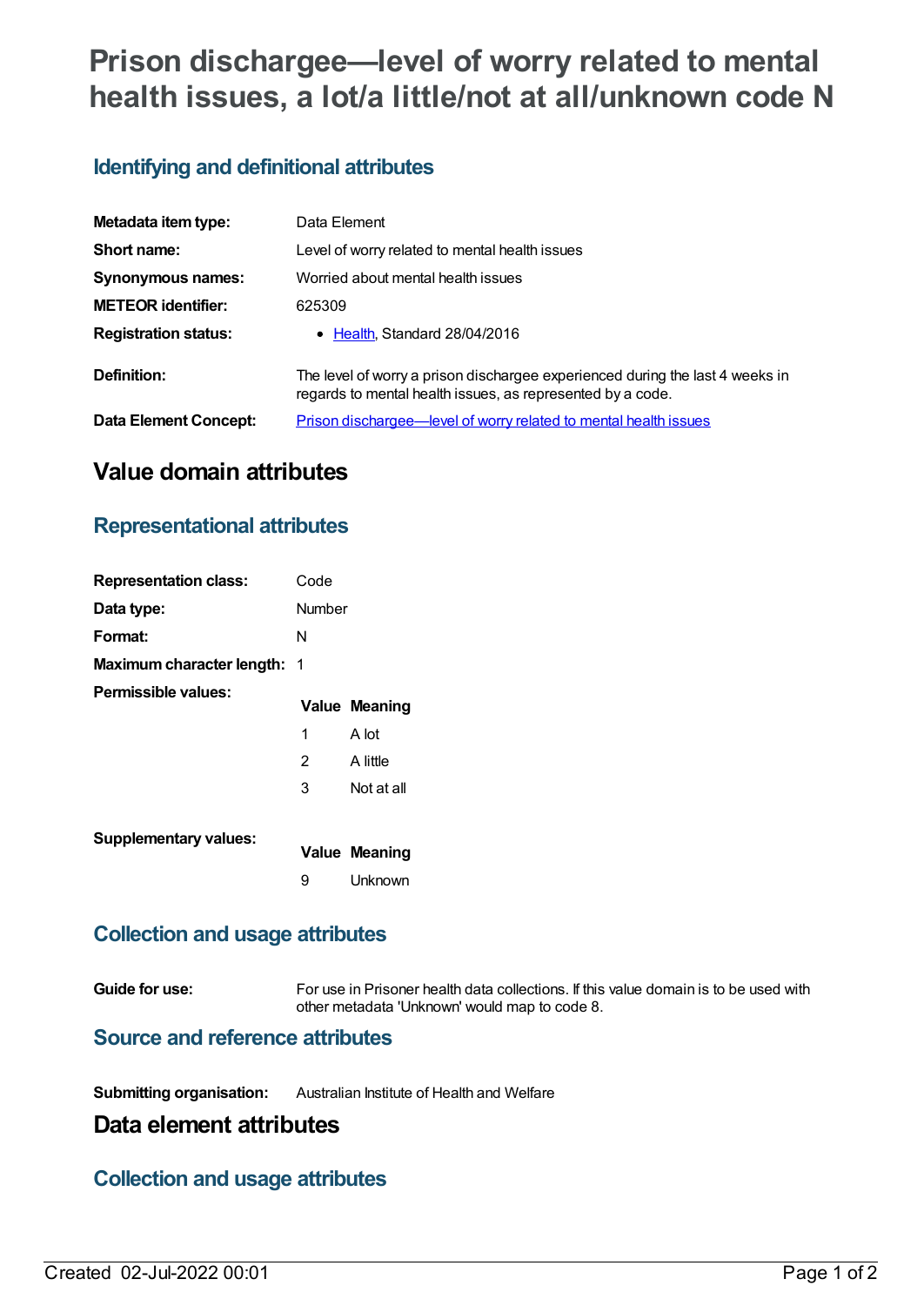# Prison dischargee—level of worry related to mental health issues, a lot/a little/not at all/unknown code N

## Identifying and definitional attributes

| | |
|---|---|
| **Metadata item type:** | Data Element |
| **Short name:** | Level of worry related to mental health issues |
| **Synonymous names:** | Worried about mental health issues |
| **METEOR identifier:** | 625309 |
| **Registration status:** | • Health, Standard 28/04/2016 |
| **Definition:** | The level of worry a prison dischargee experienced during the last 4 weeks in regards to mental health issues, as represented by a code. |
| **Data Element Concept:** | Prison dischargee—level of worry related to mental health issues |

# Value domain attributes

## Representational attributes

| | |
|---|---|
| **Representation class:** | Code |
| **Data type:** | Number |
| **Format:** | N |
| **Maximum character length:** | 1 |

**Permissible values:**

| Value | Meaning |
|---|---|
| 1 | A lot |
| 2 | A little |
| 3 | Not at all |

**Supplementary values:**

| Value | Meaning |
|---|---|
| 9 | Unknown |

## Collection and usage attributes

**Guide for use:** For use in Prisoner health data collections. If this value domain is to be used with other metadata 'Unknown' would map to code 8.

## Source and reference attributes

**Submitting organisation:** Australian Institute of Health and Welfare

# Data element attributes

## Collection and usage attributes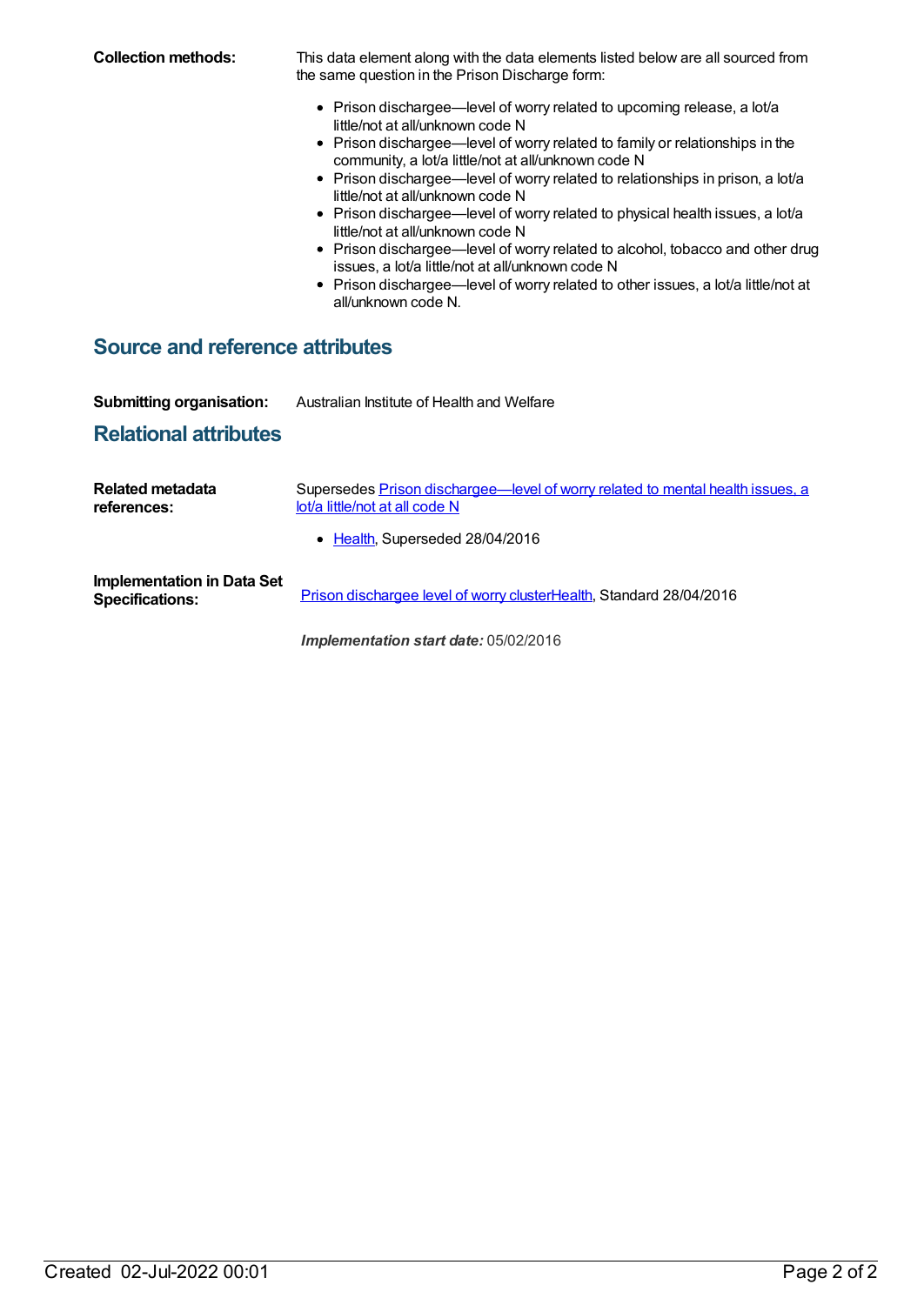**Collection methods:** This data element along with the data elements listed below are all sourced from the same question in the Prison Discharge form:

- Prison dischargee—level of worry related to upcoming release, a lot/a little/not at all/unknown code N
- Prison dischargee—level of worry related to family or relationships in the community, a lot/a little/not at all/unknown code N
- Prison dischargee—level of worry related to relationships in prison, a lot/a little/not at all/unknown code N
- Prison dischargee—level of worry related to physical health issues, a lot/a little/not at all/unknown code N
- Prison dischargee—level of worry related to alcohol, tobacco and other drug issues, a lot/a little/not at all/unknown code N
- Prison dischargee—level of worry related to other issues, a lot/a little/not at all/unknown code N.

## Source and reference attributes

**Submitting organisation:** Australian Institute of Health and Welfare

## Relational attributes

**Related metadata references:** Supersedes Prison dischargee—level of worry related to mental health issues, a lot/a little/not at all code N

- Health, Superseded 28/04/2016

**Implementation in Data Set Specifications:** Prison dischargee level of worry clusterHealth, Standard 28/04/2016

***Implementation start date:*** 05/02/2016